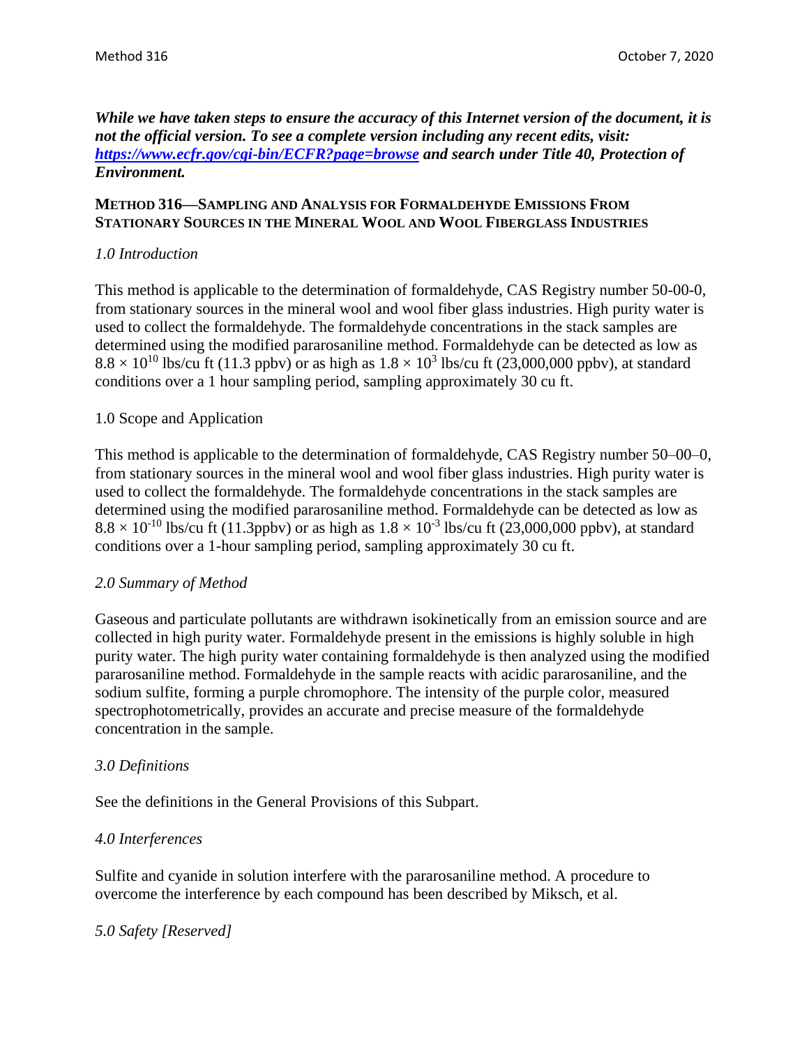*While we have taken steps to ensure the accuracy of this Internet version of the document, it is not the official version. To see a complete version including any recent edits, visit:* ***[https://www.ecfr.gov/cgi-bin/ECFR?page=browse](https://www.ecfr.gov/cgi-bin/ECFR?page=browse)*** ***and search under Title 40, Protection of Environment.***

# METHOD 316—SAMPLING AND ANALYSIS FOR FORMALDEHYDE EMISSIONS FROM STATIONARY SOURCES IN THE MINERAL WOOL AND WOOL FIBERGLASS INDUSTRIES

## *1.0 Introduction*

This method is applicable to the determination of formaldehyde, CAS Registry number 50-00-0, from stationary sources in the mineral wool and wool fiber glass industries. High purity water is used to collect the formaldehyde. The formaldehyde concentrations in the stack samples are determined using the modified pararosaniline method. Formaldehyde can be detected as low as $8.8 \times 10^{10}$ lbs/cu ft (11.3 ppbv) or as high as $1.8 \times 10^{3}$ lbs/cu ft (23,000,000 ppbv), at standard conditions over a 1 hour sampling period, sampling approximately 30 cu ft.

## 1.0 Scope and Application

This method is applicable to the determination of formaldehyde, CAS Registry number 50–00–0, from stationary sources in the mineral wool and wool fiber glass industries. High purity water is used to collect the formaldehyde. The formaldehyde concentrations in the stack samples are determined using the modified pararosaniline method. Formaldehyde can be detected as low as $8.8 \times 10^{-10}$ lbs/cu ft (11.3ppbv) or as high as $1.8 \times 10^{-3}$ lbs/cu ft (23,000,000 ppbv), at standard conditions over a 1-hour sampling period, sampling approximately 30 cu ft.

## *2.0 Summary of Method*

Gaseous and particulate pollutants are withdrawn isokinetically from an emission source and are collected in high purity water. Formaldehyde present in the emissions is highly soluble in high purity water. The high purity water containing formaldehyde is then analyzed using the modified pararosaniline method. Formaldehyde in the sample reacts with acidic pararosaniline, and the sodium sulfite, forming a purple chromophore. The intensity of the purple color, measured spectrophotometrically, provides an accurate and precise measure of the formaldehyde concentration in the sample.

## *3.0 Definitions*

See the definitions in the General Provisions of this Subpart.

## *4.0 Interferences*

Sulfite and cyanide in solution interfere with the pararosaniline method. A procedure to overcome the interference by each compound has been described by Miksch, et al.

## *5.0 Safety [Reserved]*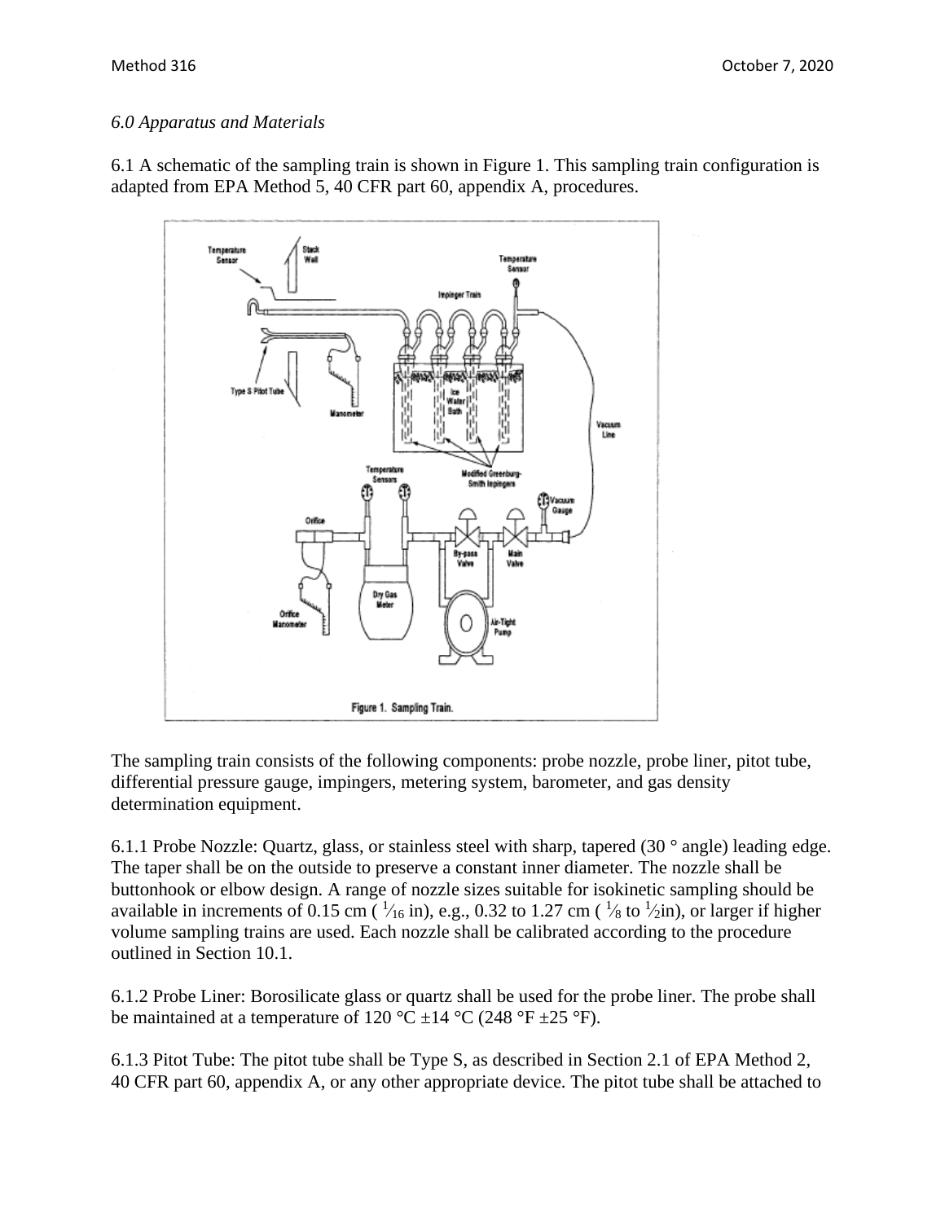*6.0 Apparatus and Materials*

6.1 A schematic of the sampling train is shown in Figure 1. This sampling train configuration is adapted from EPA Method 5, 40 CFR part 60, appendix A, procedures.

Figure 1. Sampling Train.

The sampling train consists of the following components: probe nozzle, probe liner, pitot tube, differential pressure gauge, impingers, metering system, barometer, and gas density determination equipment.

6.1.1 Probe Nozzle: Quartz, glass, or stainless steel with sharp, tapered (30 ° angle) leading edge. The taper shall be on the outside to preserve a constant inner diameter. The nozzle shall be buttonhook or elbow design. A range of nozzle sizes suitable for isokinetic sampling should be available in increments of 0.15 cm ( $\frac{1}{16}$ in), e.g., 0.32 to 1.27 cm ( $\frac{1}{8}$ to $\frac{1}{2}$in), or larger if higher volume sampling trains are used. Each nozzle shall be calibrated according to the procedure outlined in Section 10.1.

6.1.2 Probe Liner: Borosilicate glass or quartz shall be used for the probe liner. The probe shall be maintained at a temperature of 120 °C ±14 °C (248 °F ±25 °F).

6.1.3 Pitot Tube: The pitot tube shall be Type S, as described in Section 2.1 of EPA Method 2, 40 CFR part 60, appendix A, or any other appropriate device. The pitot tube shall be attached to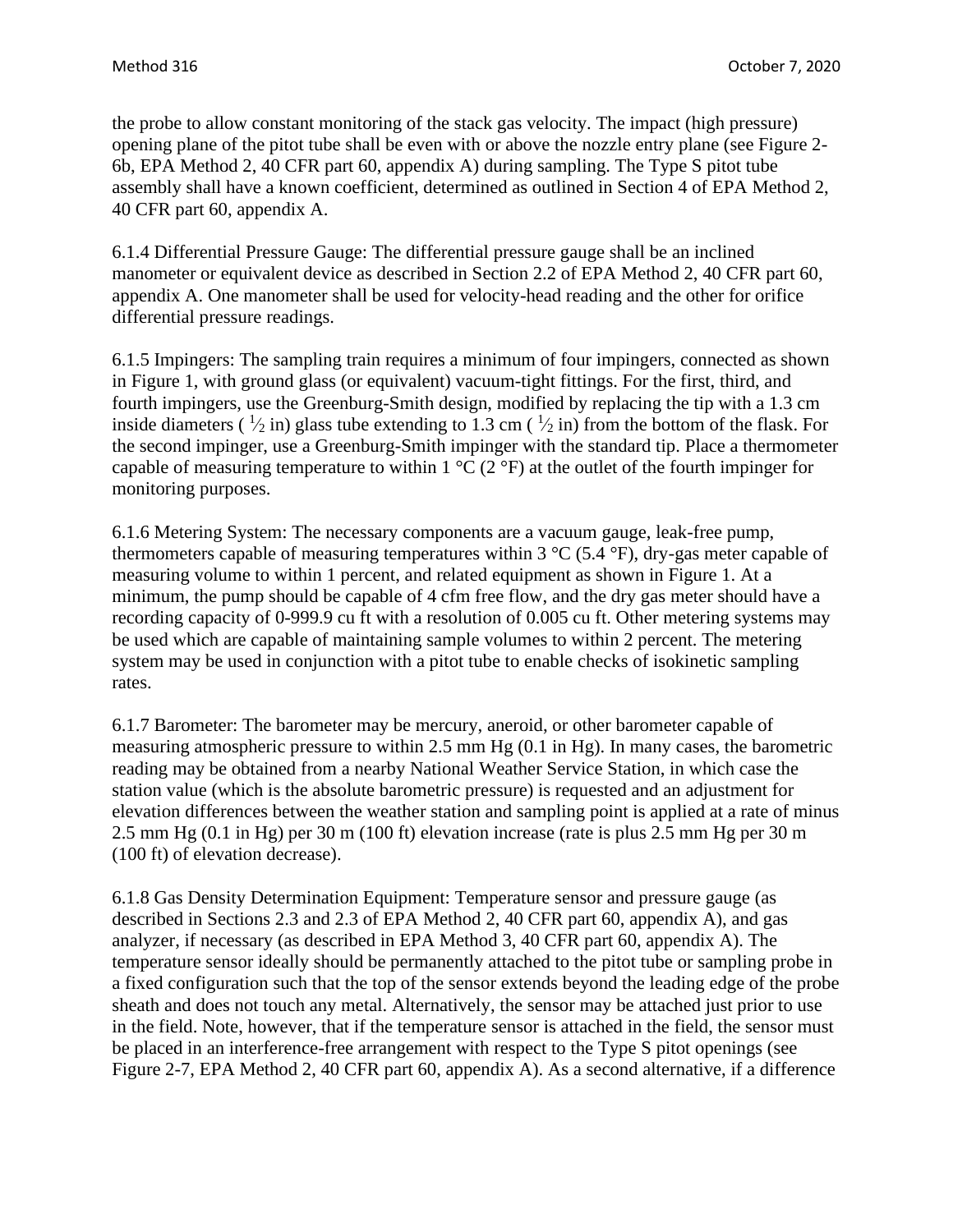the probe to allow constant monitoring of the stack gas velocity. The impact (high pressure) opening plane of the pitot tube shall be even with or above the nozzle entry plane (see Figure 2-6b, EPA Method 2, 40 CFR part 60, appendix A) during sampling. The Type S pitot tube assembly shall have a known coefficient, determined as outlined in Section 4 of EPA Method 2, 40 CFR part 60, appendix A.

6.1.4 Differential Pressure Gauge: The differential pressure gauge shall be an inclined manometer or equivalent device as described in Section 2.2 of EPA Method 2, 40 CFR part 60, appendix A. One manometer shall be used for velocity-head reading and the other for orifice differential pressure readings.

6.1.5 Impingers: The sampling train requires a minimum of four impingers, connected as shown in Figure 1, with ground glass (or equivalent) vacuum-tight fittings. For the first, third, and fourth impingers, use the Greenburg-Smith design, modified by replacing the tip with a 1.3 cm inside diameters ( ½ in) glass tube extending to 1.3 cm ( ½ in) from the bottom of the flask. For the second impinger, use a Greenburg-Smith impinger with the standard tip. Place a thermometer capable of measuring temperature to within 1 °C (2 °F) at the outlet of the fourth impinger for monitoring purposes.

6.1.6 Metering System: The necessary components are a vacuum gauge, leak-free pump, thermometers capable of measuring temperatures within 3 °C (5.4 °F), dry-gas meter capable of measuring volume to within 1 percent, and related equipment as shown in Figure 1. At a minimum, the pump should be capable of 4 cfm free flow, and the dry gas meter should have a recording capacity of 0-999.9 cu ft with a resolution of 0.005 cu ft. Other metering systems may be used which are capable of maintaining sample volumes to within 2 percent. The metering system may be used in conjunction with a pitot tube to enable checks of isokinetic sampling rates.

6.1.7 Barometer: The barometer may be mercury, aneroid, or other barometer capable of measuring atmospheric pressure to within 2.5 mm Hg (0.1 in Hg). In many cases, the barometric reading may be obtained from a nearby National Weather Service Station, in which case the station value (which is the absolute barometric pressure) is requested and an adjustment for elevation differences between the weather station and sampling point is applied at a rate of minus 2.5 mm Hg (0.1 in Hg) per 30 m (100 ft) elevation increase (rate is plus 2.5 mm Hg per 30 m (100 ft) of elevation decrease).

6.1.8 Gas Density Determination Equipment: Temperature sensor and pressure gauge (as described in Sections 2.3 and 2.3 of EPA Method 2, 40 CFR part 60, appendix A), and gas analyzer, if necessary (as described in EPA Method 3, 40 CFR part 60, appendix A). The temperature sensor ideally should be permanently attached to the pitot tube or sampling probe in a fixed configuration such that the top of the sensor extends beyond the leading edge of the probe sheath and does not touch any metal. Alternatively, the sensor may be attached just prior to use in the field. Note, however, that if the temperature sensor is attached in the field, the sensor must be placed in an interference-free arrangement with respect to the Type S pitot openings (see Figure 2-7, EPA Method 2, 40 CFR part 60, appendix A). As a second alternative, if a difference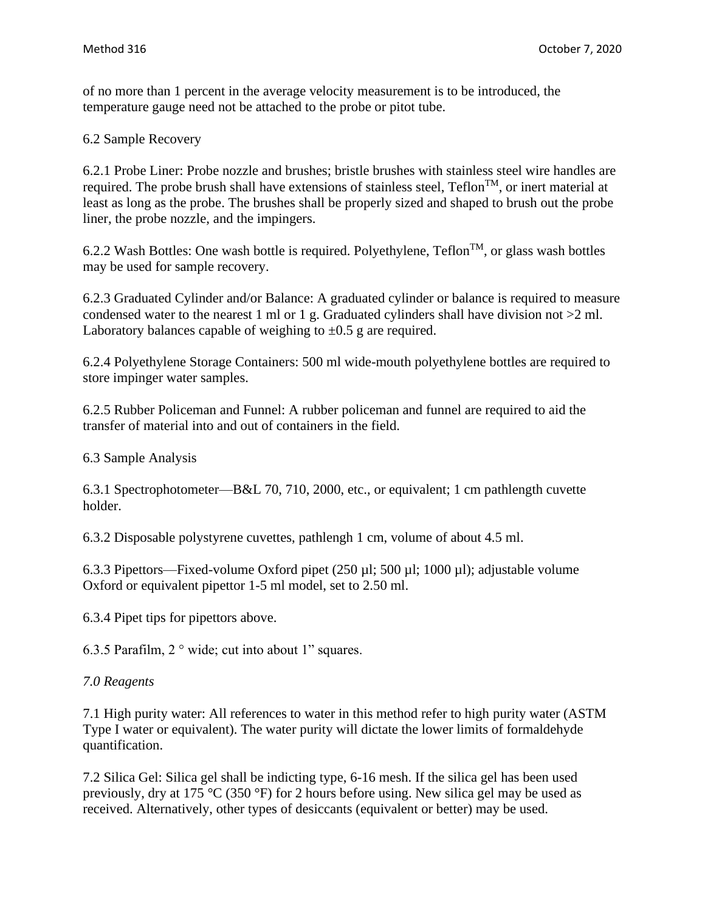of no more than 1 percent in the average velocity measurement is to be introduced, the temperature gauge need not be attached to the probe or pitot tube.

6.2 Sample Recovery

6.2.1 Probe Liner: Probe nozzle and brushes; bristle brushes with stainless steel wire handles are required. The probe brush shall have extensions of stainless steel, Teflon$^{TM}$, or inert material at least as long as the probe. The brushes shall be properly sized and shaped to brush out the probe liner, the probe nozzle, and the impingers.

6.2.2 Wash Bottles: One wash bottle is required. Polyethylene, Teflon$^{TM}$, or glass wash bottles may be used for sample recovery.

6.2.3 Graduated Cylinder and/or Balance: A graduated cylinder or balance is required to measure condensed water to the nearest 1 ml or 1 g. Graduated cylinders shall have division not >2 ml. Laboratory balances capable of weighing to ±0.5 g are required.

6.2.4 Polyethylene Storage Containers: 500 ml wide-mouth polyethylene bottles are required to store impinger water samples.

6.2.5 Rubber Policeman and Funnel: A rubber policeman and funnel are required to aid the transfer of material into and out of containers in the field.

6.3 Sample Analysis

6.3.1 Spectrophotometer—B&L 70, 710, 2000, etc., or equivalent; 1 cm pathlength cuvette holder.

6.3.2 Disposable polystyrene cuvettes, pathlengh 1 cm, volume of about 4.5 ml.

6.3.3 Pipettors—Fixed-volume Oxford pipet (250 µl; 500 µl; 1000 µl); adjustable volume Oxford or equivalent pipettor 1-5 ml model, set to 2.50 ml.

6.3.4 Pipet tips for pipettors above.

6.3.5 Parafilm, 2 ° wide; cut into about 1” squares.

*7.0 Reagents*

7.1 High purity water: All references to water in this method refer to high purity water (ASTM Type I water or equivalent). The water purity will dictate the lower limits of formaldehyde quantification.

7.2 Silica Gel: Silica gel shall be indicting type, 6-16 mesh. If the silica gel has been used previously, dry at 175 °C (350 °F) for 2 hours before using. New silica gel may be used as received. Alternatively, other types of desiccants (equivalent or better) may be used.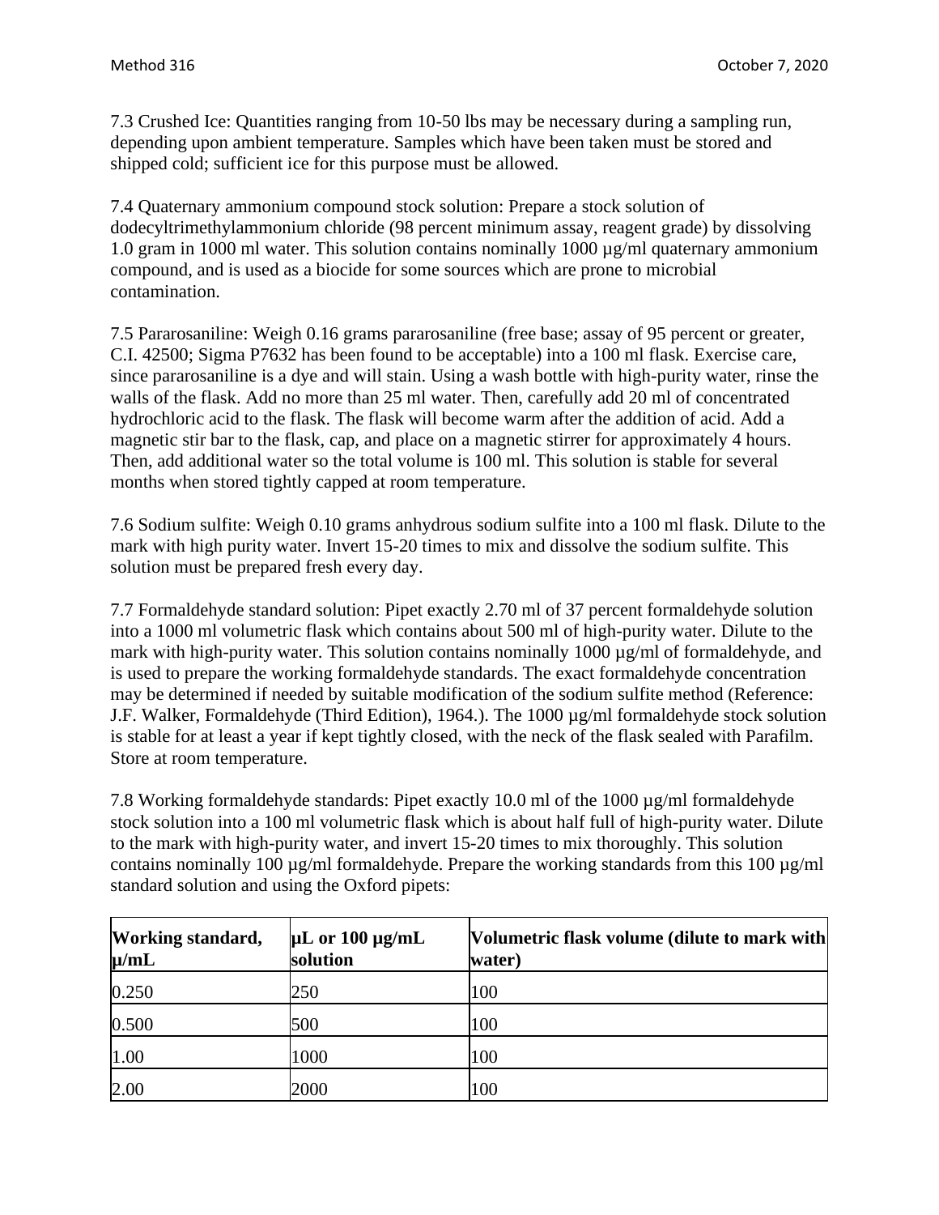7.3 Crushed Ice: Quantities ranging from 10-50 lbs may be necessary during a sampling run, depending upon ambient temperature. Samples which have been taken must be stored and shipped cold; sufficient ice for this purpose must be allowed.

7.4 Quaternary ammonium compound stock solution: Prepare a stock solution of dodecyltrimethylammonium chloride (98 percent minimum assay, reagent grade) by dissolving 1.0 gram in 1000 ml water. This solution contains nominally 1000 µg/ml quaternary ammonium compound, and is used as a biocide for some sources which are prone to microbial contamination.

7.5 Pararosaniline: Weigh 0.16 grams pararosaniline (free base; assay of 95 percent or greater, C.I. 42500; Sigma P7632 has been found to be acceptable) into a 100 ml flask. Exercise care, since pararosaniline is a dye and will stain. Using a wash bottle with high-purity water, rinse the walls of the flask. Add no more than 25 ml water. Then, carefully add 20 ml of concentrated hydrochloric acid to the flask. The flask will become warm after the addition of acid. Add a magnetic stir bar to the flask, cap, and place on a magnetic stirrer for approximately 4 hours. Then, add additional water so the total volume is 100 ml. This solution is stable for several months when stored tightly capped at room temperature.

7.6 Sodium sulfite: Weigh 0.10 grams anhydrous sodium sulfite into a 100 ml flask. Dilute to the mark with high purity water. Invert 15-20 times to mix and dissolve the sodium sulfite. This solution must be prepared fresh every day.

7.7 Formaldehyde standard solution: Pipet exactly 2.70 ml of 37 percent formaldehyde solution into a 1000 ml volumetric flask which contains about 500 ml of high-purity water. Dilute to the mark with high-purity water. This solution contains nominally 1000 µg/ml of formaldehyde, and is used to prepare the working formaldehyde standards. The exact formaldehyde concentration may be determined if needed by suitable modification of the sodium sulfite method (Reference: J.F. Walker, Formaldehyde (Third Edition), 1964.). The 1000 µg/ml formaldehyde stock solution is stable for at least a year if kept tightly closed, with the neck of the flask sealed with Parafilm. Store at room temperature.

7.8 Working formaldehyde standards: Pipet exactly 10.0 ml of the 1000 µg/ml formaldehyde stock solution into a 100 ml volumetric flask which is about half full of high-purity water. Dilute to the mark with high-purity water, and invert 15-20 times to mix thoroughly. This solution contains nominally 100 µg/ml formaldehyde. Prepare the working standards from this 100 µg/ml standard solution and using the Oxford pipets:

| Working standard, µ/mL | µL or 100 µg/mL solution | Volumetric flask volume (dilute to mark with water) |
|---|---|---|
| 0.250 | 250 | 100 |
| 0.500 | 500 | 100 |
| 1.00 | 1000 | 100 |
| 2.00 | 2000 | 100 |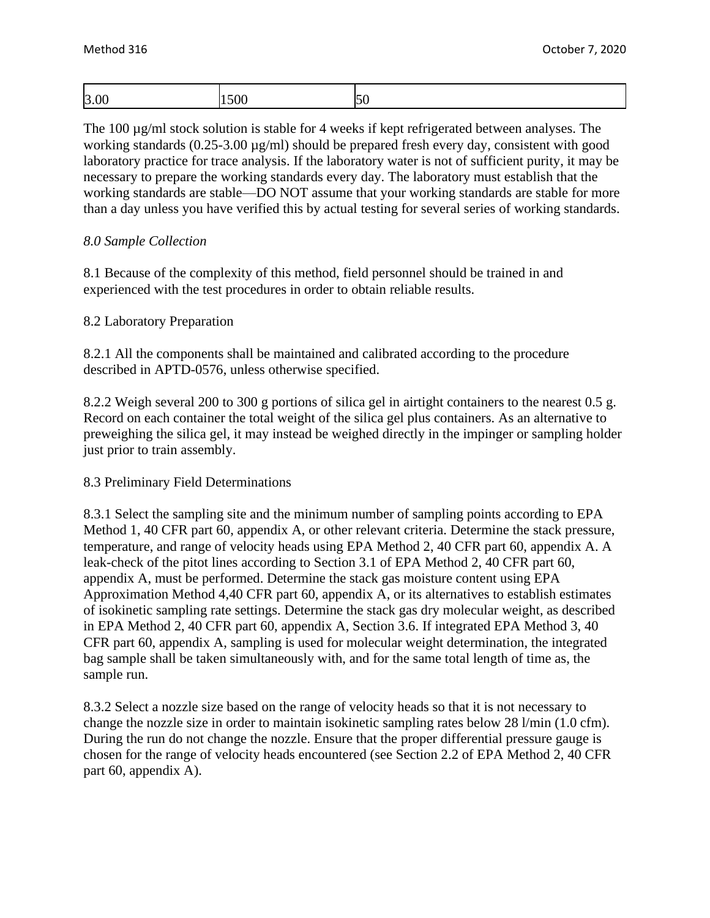| 3.00 | 1500 | 50 |
| --- | --- | --- |

The 100 µg/ml stock solution is stable for 4 weeks if kept refrigerated between analyses. The working standards (0.25-3.00 µg/ml) should be prepared fresh every day, consistent with good laboratory practice for trace analysis. If the laboratory water is not of sufficient purity, it may be necessary to prepare the working standards every day. The laboratory must establish that the working standards are stable—DO NOT assume that your working standards are stable for more than a day unless you have verified this by actual testing for several series of working standards.

*8.0 Sample Collection*

8.1 Because of the complexity of this method, field personnel should be trained in and experienced with the test procedures in order to obtain reliable results.

8.2 Laboratory Preparation

8.2.1 All the components shall be maintained and calibrated according to the procedure described in APTD-0576, unless otherwise specified.

8.2.2 Weigh several 200 to 300 g portions of silica gel in airtight containers to the nearest 0.5 g. Record on each container the total weight of the silica gel plus containers. As an alternative to preweighing the silica gel, it may instead be weighed directly in the impinger or sampling holder just prior to train assembly.

8.3 Preliminary Field Determinations

8.3.1 Select the sampling site and the minimum number of sampling points according to EPA Method 1, 40 CFR part 60, appendix A, or other relevant criteria. Determine the stack pressure, temperature, and range of velocity heads using EPA Method 2, 40 CFR part 60, appendix A. A leak-check of the pitot lines according to Section 3.1 of EPA Method 2, 40 CFR part 60, appendix A, must be performed. Determine the stack gas moisture content using EPA Approximation Method 4,40 CFR part 60, appendix A, or its alternatives to establish estimates of isokinetic sampling rate settings. Determine the stack gas dry molecular weight, as described in EPA Method 2, 40 CFR part 60, appendix A, Section 3.6. If integrated EPA Method 3, 40 CFR part 60, appendix A, sampling is used for molecular weight determination, the integrated bag sample shall be taken simultaneously with, and for the same total length of time as, the sample run.

8.3.2 Select a nozzle size based on the range of velocity heads so that it is not necessary to change the nozzle size in order to maintain isokinetic sampling rates below 28 l/min (1.0 cfm). During the run do not change the nozzle. Ensure that the proper differential pressure gauge is chosen for the range of velocity heads encountered (see Section 2.2 of EPA Method 2, 40 CFR part 60, appendix A).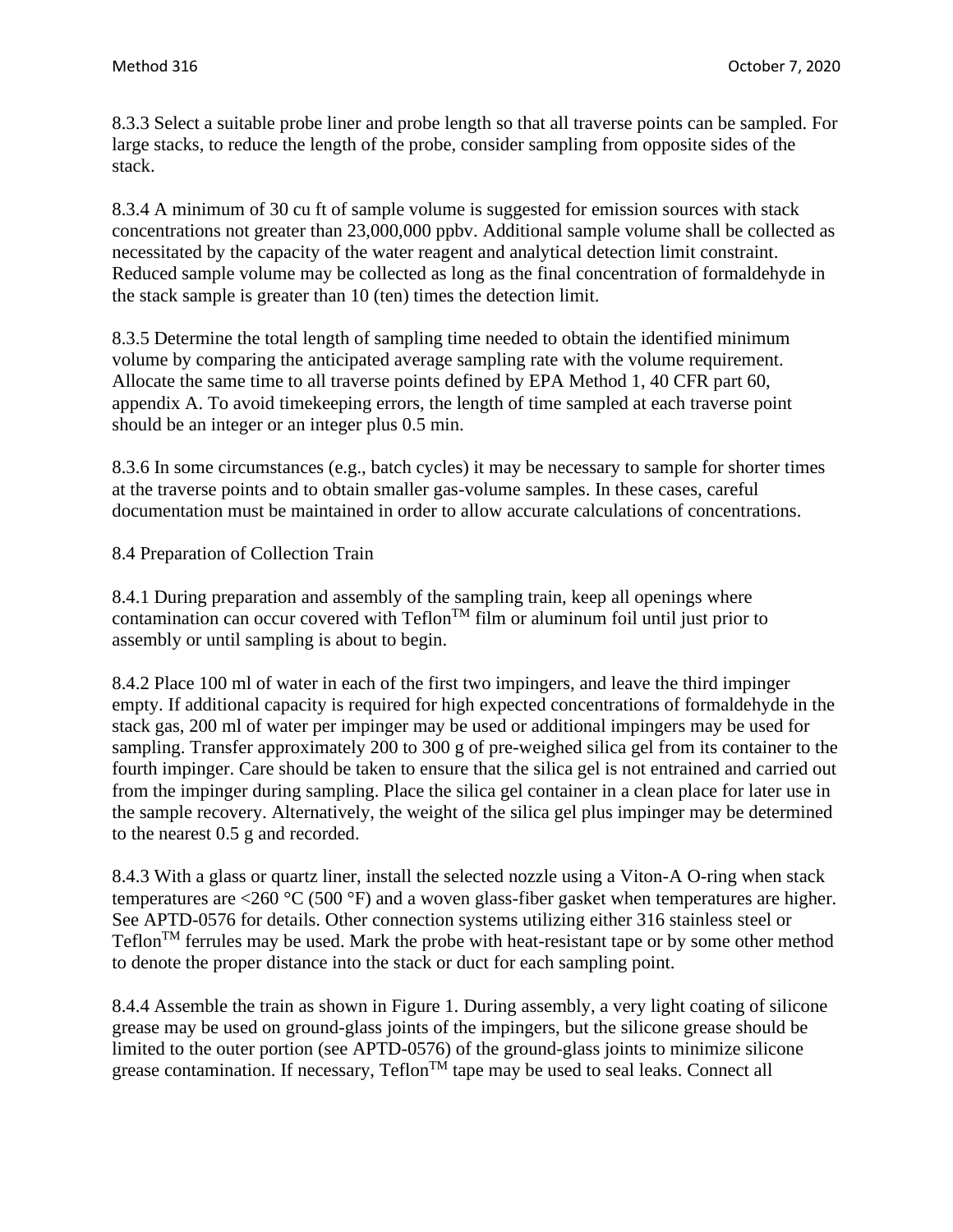8.3.3 Select a suitable probe liner and probe length so that all traverse points can be sampled. For large stacks, to reduce the length of the probe, consider sampling from opposite sides of the stack.

8.3.4 A minimum of 30 cu ft of sample volume is suggested for emission sources with stack concentrations not greater than 23,000,000 ppbv. Additional sample volume shall be collected as necessitated by the capacity of the water reagent and analytical detection limit constraint. Reduced sample volume may be collected as long as the final concentration of formaldehyde in the stack sample is greater than 10 (ten) times the detection limit.

8.3.5 Determine the total length of sampling time needed to obtain the identified minimum volume by comparing the anticipated average sampling rate with the volume requirement. Allocate the same time to all traverse points defined by EPA Method 1, 40 CFR part 60, appendix A. To avoid timekeeping errors, the length of time sampled at each traverse point should be an integer or an integer plus 0.5 min.

8.3.6 In some circumstances (e.g., batch cycles) it may be necessary to sample for shorter times at the traverse points and to obtain smaller gas-volume samples. In these cases, careful documentation must be maintained in order to allow accurate calculations of concentrations.

8.4 Preparation of Collection Train

8.4.1 During preparation and assembly of the sampling train, keep all openings where contamination can occur covered with Teflon™ film or aluminum foil until just prior to assembly or until sampling is about to begin.

8.4.2 Place 100 ml of water in each of the first two impingers, and leave the third impinger empty. If additional capacity is required for high expected concentrations of formaldehyde in the stack gas, 200 ml of water per impinger may be used or additional impingers may be used for sampling. Transfer approximately 200 to 300 g of pre-weighed silica gel from its container to the fourth impinger. Care should be taken to ensure that the silica gel is not entrained and carried out from the impinger during sampling. Place the silica gel container in a clean place for later use in the sample recovery. Alternatively, the weight of the silica gel plus impinger may be determined to the nearest 0.5 g and recorded.

8.4.3 With a glass or quartz liner, install the selected nozzle using a Viton-A O-ring when stack temperatures are <260 °C (500 °F) and a woven glass-fiber gasket when temperatures are higher. See APTD-0576 for details. Other connection systems utilizing either 316 stainless steel or Teflon™ ferrules may be used. Mark the probe with heat-resistant tape or by some other method to denote the proper distance into the stack or duct for each sampling point.

8.4.4 Assemble the train as shown in Figure 1. During assembly, a very light coating of silicone grease may be used on ground-glass joints of the impingers, but the silicone grease should be limited to the outer portion (see APTD-0576) of the ground-glass joints to minimize silicone grease contamination. If necessary, Teflon™ tape may be used to seal leaks. Connect all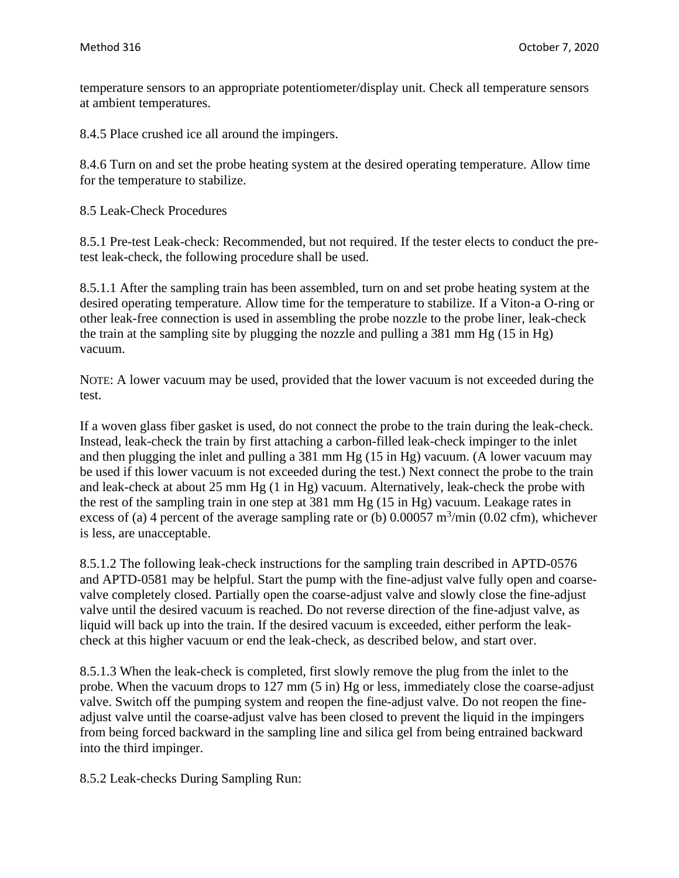temperature sensors to an appropriate potentiometer/display unit. Check all temperature sensors at ambient temperatures.

8.4.5 Place crushed ice all around the impingers.

8.4.6 Turn on and set the probe heating system at the desired operating temperature. Allow time for the temperature to stabilize.

8.5 Leak-Check Procedures

8.5.1 Pre-test Leak-check: Recommended, but not required. If the tester elects to conduct the pre-test leak-check, the following procedure shall be used.

8.5.1.1 After the sampling train has been assembled, turn on and set probe heating system at the desired operating temperature. Allow time for the temperature to stabilize. If a Viton-a O-ring or other leak-free connection is used in assembling the probe nozzle to the probe liner, leak-check the train at the sampling site by plugging the nozzle and pulling a 381 mm Hg (15 in Hg) vacuum.

NOTE: A lower vacuum may be used, provided that the lower vacuum is not exceeded during the test.

If a woven glass fiber gasket is used, do not connect the probe to the train during the leak-check. Instead, leak-check the train by first attaching a carbon-filled leak-check impinger to the inlet and then plugging the inlet and pulling a 381 mm Hg (15 in Hg) vacuum. (A lower vacuum may be used if this lower vacuum is not exceeded during the test.) Next connect the probe to the train and leak-check at about 25 mm Hg (1 in Hg) vacuum. Alternatively, leak-check the probe with the rest of the sampling train in one step at 381 mm Hg (15 in Hg) vacuum. Leakage rates in excess of (a) 4 percent of the average sampling rate or (b) 0.00057 $m^3$/min (0.02 cfm), whichever is less, are unacceptable.

8.5.1.2 The following leak-check instructions for the sampling train described in APTD-0576 and APTD-0581 may be helpful. Start the pump with the fine-adjust valve fully open and coarse-valve completely closed. Partially open the coarse-adjust valve and slowly close the fine-adjust valve until the desired vacuum is reached. Do not reverse direction of the fine-adjust valve, as liquid will back up into the train. If the desired vacuum is exceeded, either perform the leak-check at this higher vacuum or end the leak-check, as described below, and start over.

8.5.1.3 When the leak-check is completed, first slowly remove the plug from the inlet to the probe. When the vacuum drops to 127 mm (5 in) Hg or less, immediately close the coarse-adjust valve. Switch off the pumping system and reopen the fine-adjust valve. Do not reopen the fine-adjust valve until the coarse-adjust valve has been closed to prevent the liquid in the impingers from being forced backward in the sampling line and silica gel from being entrained backward into the third impinger.

8.5.2 Leak-checks During Sampling Run: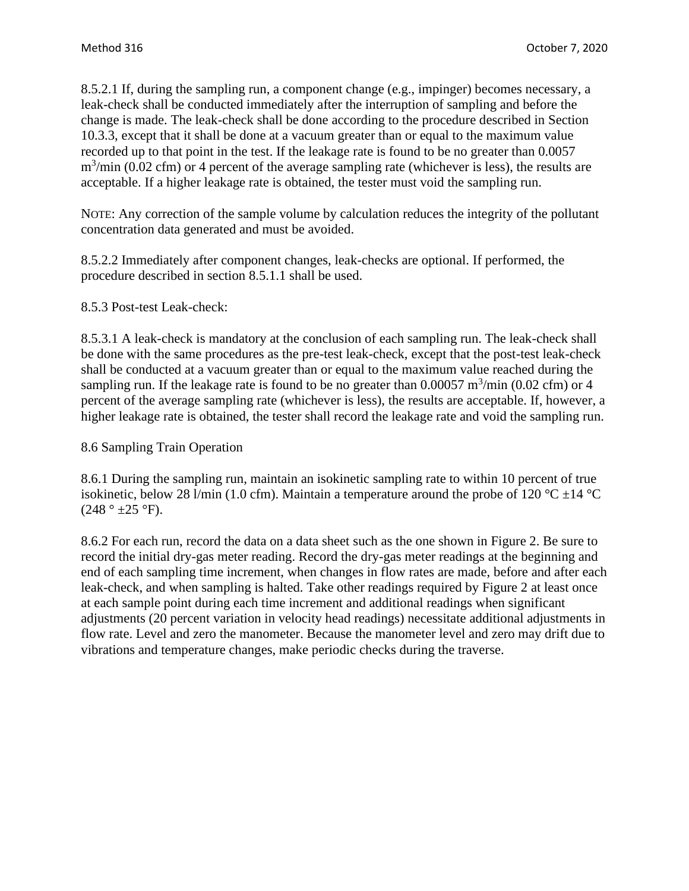8.5.2.1 If, during the sampling run, a component change (e.g., impinger) becomes necessary, a leak-check shall be conducted immediately after the interruption of sampling and before the change is made. The leak-check shall be done according to the procedure described in Section 10.3.3, except that it shall be done at a vacuum greater than or equal to the maximum value recorded up to that point in the test. If the leakage rate is found to be no greater than 0.0057 $m^3$/min (0.02 cfm) or 4 percent of the average sampling rate (whichever is less), the results are acceptable. If a higher leakage rate is obtained, the tester must void the sampling run.

NOTE: Any correction of the sample volume by calculation reduces the integrity of the pollutant concentration data generated and must be avoided.

8.5.2.2 Immediately after component changes, leak-checks are optional. If performed, the procedure described in section 8.5.1.1 shall be used.

8.5.3 Post-test Leak-check:

8.5.3.1 A leak-check is mandatory at the conclusion of each sampling run. The leak-check shall be done with the same procedures as the pre-test leak-check, except that the post-test leak-check shall be conducted at a vacuum greater than or equal to the maximum value reached during the sampling run. If the leakage rate is found to be no greater than 0.00057 $m^3$/min (0.02 cfm) or 4 percent of the average sampling rate (whichever is less), the results are acceptable. If, however, a higher leakage rate is obtained, the tester shall record the leakage rate and void the sampling run.

8.6 Sampling Train Operation

8.6.1 During the sampling run, maintain an isokinetic sampling rate to within 10 percent of true isokinetic, below 28 l/min (1.0 cfm). Maintain a temperature around the probe of 120 °C ±14 °C (248 ° ±25 °F).

8.6.2 For each run, record the data on a data sheet such as the one shown in Figure 2. Be sure to record the initial dry-gas meter reading. Record the dry-gas meter readings at the beginning and end of each sampling time increment, when changes in flow rates are made, before and after each leak-check, and when sampling is halted. Take other readings required by Figure 2 at least once at each sample point during each time increment and additional readings when significant adjustments (20 percent variation in velocity head readings) necessitate additional adjustments in flow rate. Level and zero the manometer. Because the manometer level and zero may drift due to vibrations and temperature changes, make periodic checks during the traverse.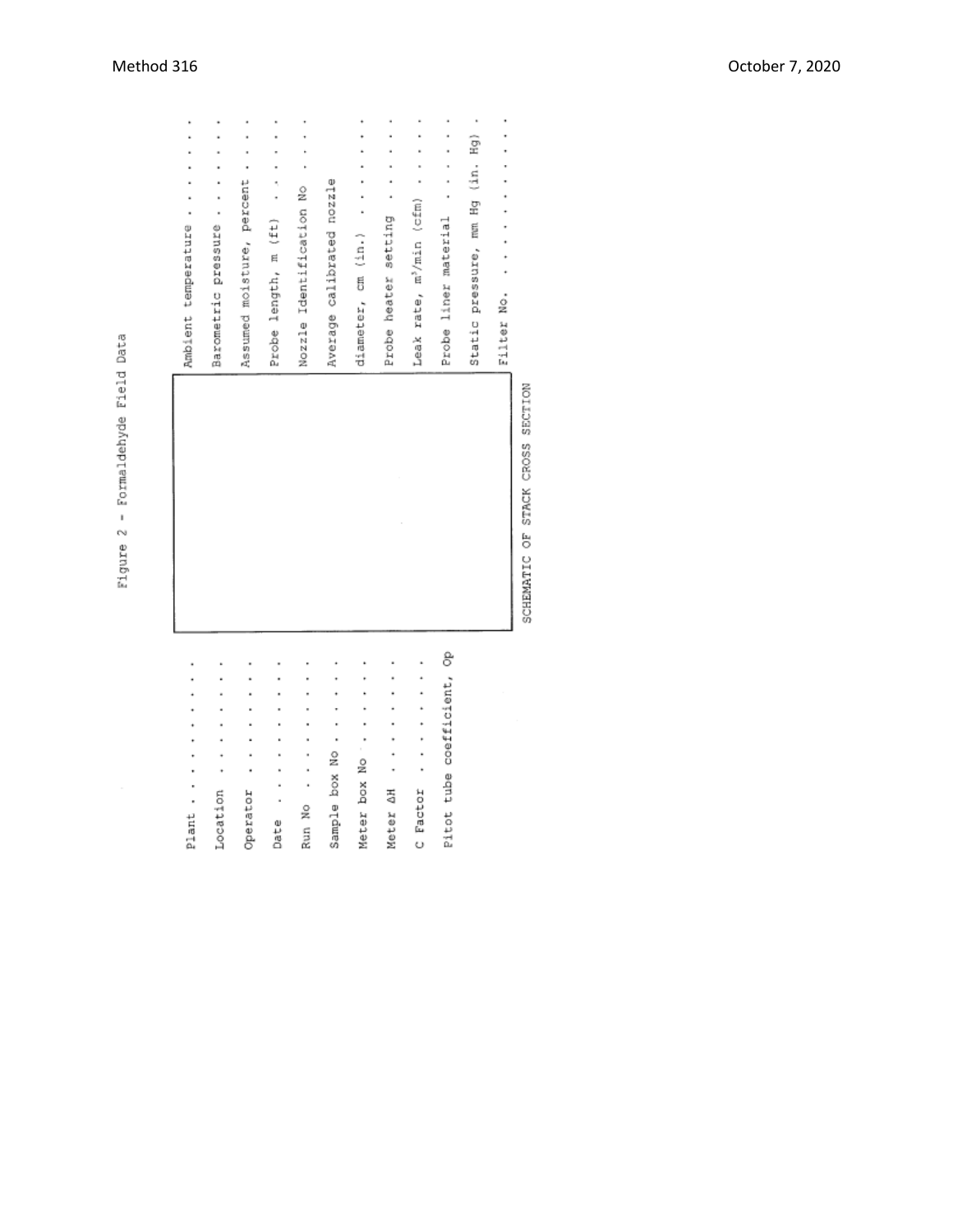Figure 2 - Formaldehyde Field Data

Plant . . . . . . . . . . .

Location . . . . . . . . . .

Operator . . . . . . . . . .

Date . . . . . . . . . . . .

Run No . . . . . . . . . . .

Sample box No . . . . . . . .

Meter box No . . . . . . . .

Meter ΔH . . . . . . . . . .

C Factor . . . . . . . . . .

Pitot tube coefficient, Cp

SCHEMATIC OF STACK CROSS SECTION

Ambient temperature . . . . . . . . .

Barometric pressure . . . . . . . . .

Assumed moisture, percent . . . . . .

Probe length, m (ft) . . . . . . . .

Nozzle Identification No . . . . . .

Average calibrated nozzle

diameter, cm (in.) . . . . . . . . .

Probe heater setting . . . . . . . .

Leak rate, $m^3$/min (cfm) . . . . . .

Probe liner material . . . . . . . .

Static pressure, mm Hg (in. Hg) . .

Filter No. . . . . . . . . . . . . .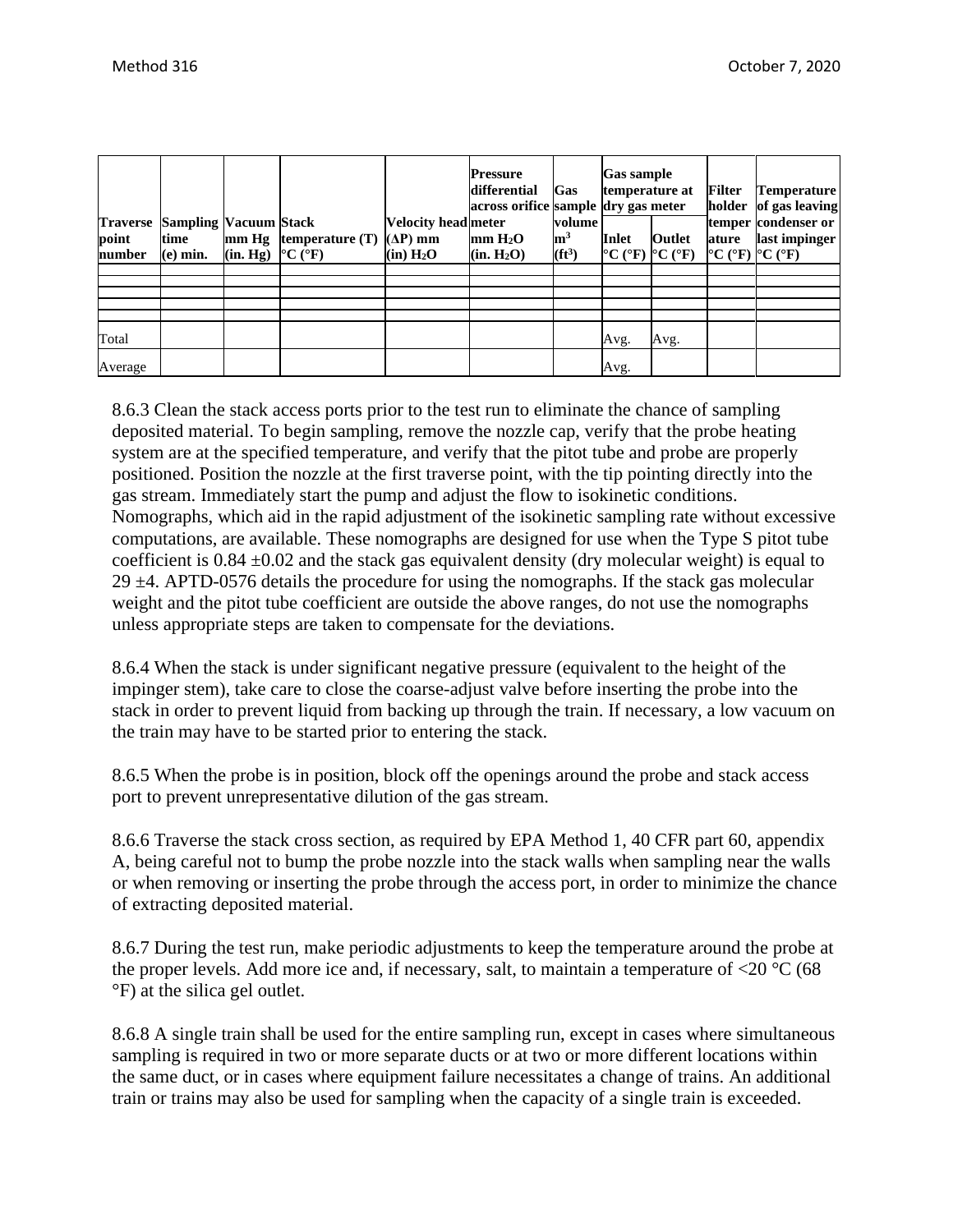| Traverse point number | Sampling time (e) min. | Vacuum mm Hg (in. Hg) | Stack temperature (T) °C (°F) | Velocity head (ΔP) mm (in) $H_2O$ | Pressure differential across orifice meter mm $H_2O$ (in. $H_2O$) | Gas sample volume $m^3$ ($ft^3$) | Gas sample temperature at dry gas meter Inlet °C (°F) | Outlet °C (°F) | Filter holder temperature °C (°F) | Temperature of gas leaving condenser or last impinger °C (°F) |
|---|---|---|---|---|---|---|---|---|---|---|
| | | | | | | | | | | |
| | | | | | | | | | | |
| | | | | | | | | | | |
| | | | | | | | | | | |
| | | | | | | | | | | |
| | | | | | | | | | | |
| Total | | | | | | | Avg. | Avg. | | |
| Average | | | | | | | Avg. | | | |

8.6.3 Clean the stack access ports prior to the test run to eliminate the chance of sampling deposited material. To begin sampling, remove the nozzle cap, verify that the probe heating system are at the specified temperature, and verify that the pitot tube and probe are properly positioned. Position the nozzle at the first traverse point, with the tip pointing directly into the gas stream. Immediately start the pump and adjust the flow to isokinetic conditions. Nomographs, which aid in the rapid adjustment of the isokinetic sampling rate without excessive computations, are available. These nomographs are designed for use when the Type S pitot tube coefficient is 0.84 ±0.02 and the stack gas equivalent density (dry molecular weight) is equal to 29 ±4. APTD-0576 details the procedure for using the nomographs. If the stack gas molecular weight and the pitot tube coefficient are outside the above ranges, do not use the nomographs unless appropriate steps are taken to compensate for the deviations.

8.6.4 When the stack is under significant negative pressure (equivalent to the height of the impinger stem), take care to close the coarse-adjust valve before inserting the probe into the stack in order to prevent liquid from backing up through the train. If necessary, a low vacuum on the train may have to be started prior to entering the stack.

8.6.5 When the probe is in position, block off the openings around the probe and stack access port to prevent unrepresentative dilution of the gas stream.

8.6.6 Traverse the stack cross section, as required by EPA Method 1, 40 CFR part 60, appendix A, being careful not to bump the probe nozzle into the stack walls when sampling near the walls or when removing or inserting the probe through the access port, in order to minimize the chance of extracting deposited material.

8.6.7 During the test run, make periodic adjustments to keep the temperature around the probe at the proper levels. Add more ice and, if necessary, salt, to maintain a temperature of <20 °C (68 °F) at the silica gel outlet.

8.6.8 A single train shall be used for the entire sampling run, except in cases where simultaneous sampling is required in two or more separate ducts or at two or more different locations within the same duct, or in cases where equipment failure necessitates a change of trains. An additional train or trains may also be used for sampling when the capacity of a single train is exceeded.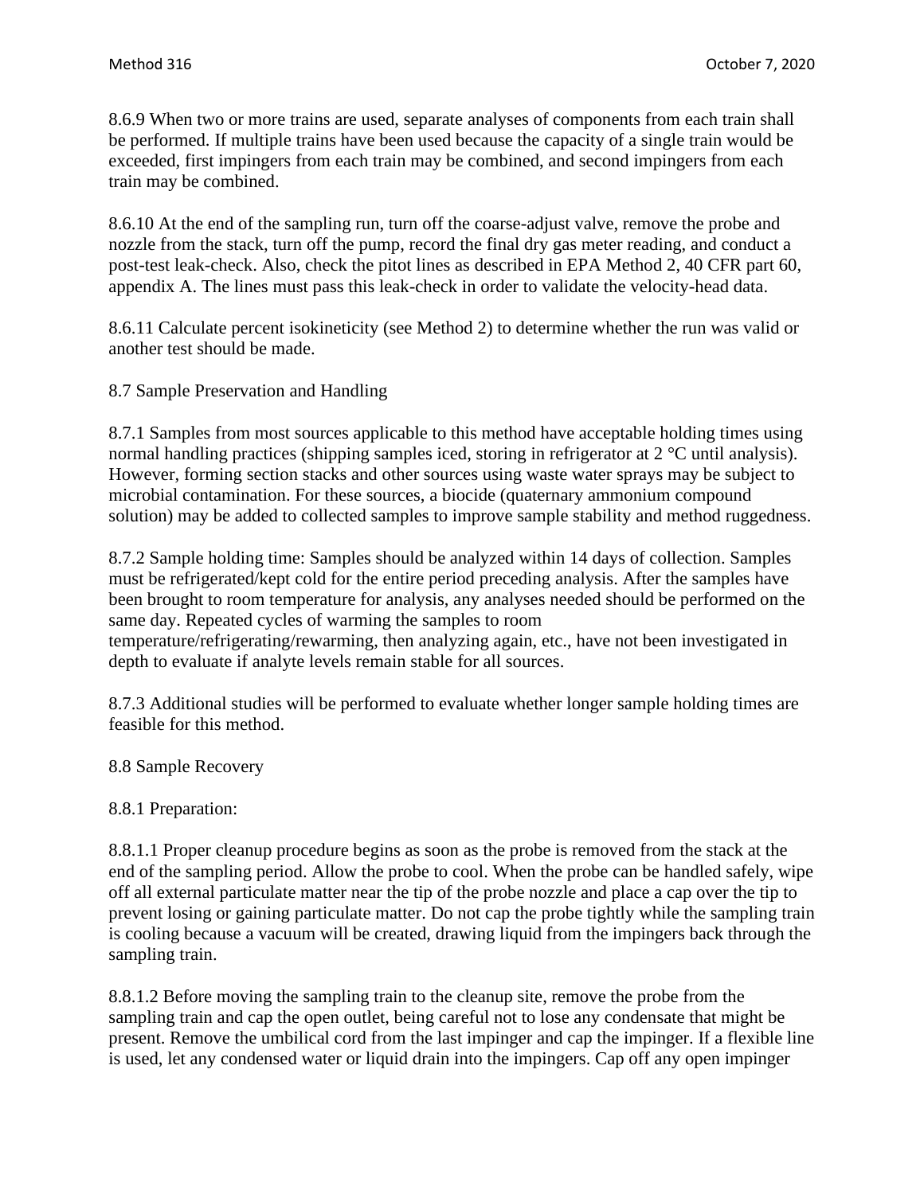8.6.9 When two or more trains are used, separate analyses of components from each train shall be performed. If multiple trains have been used because the capacity of a single train would be exceeded, first impingers from each train may be combined, and second impingers from each train may be combined.

8.6.10 At the end of the sampling run, turn off the coarse-adjust valve, remove the probe and nozzle from the stack, turn off the pump, record the final dry gas meter reading, and conduct a post-test leak-check. Also, check the pitot lines as described in EPA Method 2, 40 CFR part 60, appendix A. The lines must pass this leak-check in order to validate the velocity-head data.

8.6.11 Calculate percent isokineticity (see Method 2) to determine whether the run was valid or another test should be made.

8.7 Sample Preservation and Handling

8.7.1 Samples from most sources applicable to this method have acceptable holding times using normal handling practices (shipping samples iced, storing in refrigerator at 2 °C until analysis). However, forming section stacks and other sources using waste water sprays may be subject to microbial contamination. For these sources, a biocide (quaternary ammonium compound solution) may be added to collected samples to improve sample stability and method ruggedness.

8.7.2 Sample holding time: Samples should be analyzed within 14 days of collection. Samples must be refrigerated/kept cold for the entire period preceding analysis. After the samples have been brought to room temperature for analysis, any analyses needed should be performed on the same day. Repeated cycles of warming the samples to room temperature/refrigerating/rewarming, then analyzing again, etc., have not been investigated in depth to evaluate if analyte levels remain stable for all sources.

8.7.3 Additional studies will be performed to evaluate whether longer sample holding times are feasible for this method.

8.8 Sample Recovery

8.8.1 Preparation:

8.8.1.1 Proper cleanup procedure begins as soon as the probe is removed from the stack at the end of the sampling period. Allow the probe to cool. When the probe can be handled safely, wipe off all external particulate matter near the tip of the probe nozzle and place a cap over the tip to prevent losing or gaining particulate matter. Do not cap the probe tightly while the sampling train is cooling because a vacuum will be created, drawing liquid from the impingers back through the sampling train.

8.8.1.2 Before moving the sampling train to the cleanup site, remove the probe from the sampling train and cap the open outlet, being careful not to lose any condensate that might be present. Remove the umbilical cord from the last impinger and cap the impinger. If a flexible line is used, let any condensed water or liquid drain into the impingers. Cap off any open impinger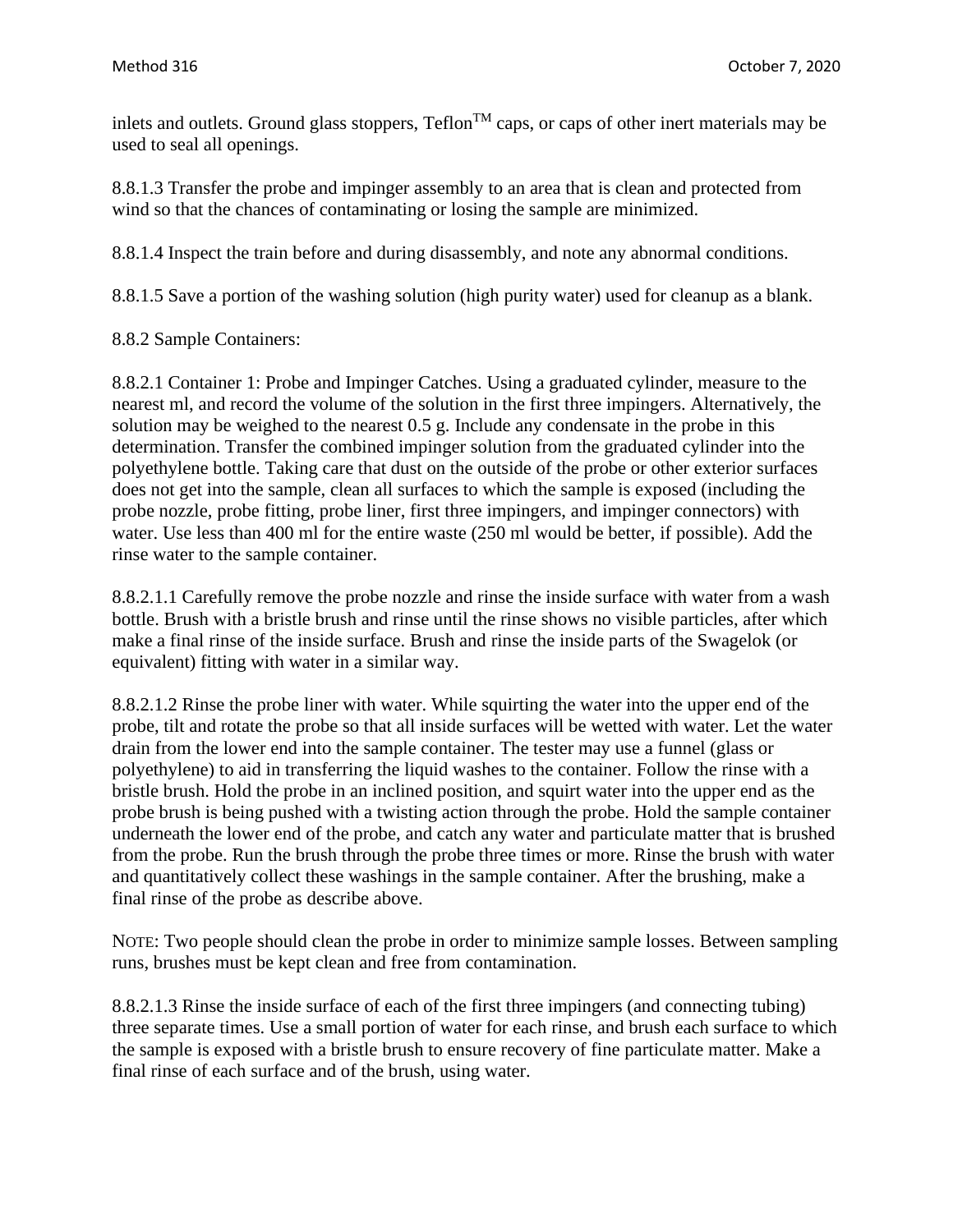inlets and outlets. Ground glass stoppers, Teflon™ caps, or caps of other inert materials may be used to seal all openings.

8.8.1.3 Transfer the probe and impinger assembly to an area that is clean and protected from wind so that the chances of contaminating or losing the sample are minimized.

8.8.1.4 Inspect the train before and during disassembly, and note any abnormal conditions.

8.8.1.5 Save a portion of the washing solution (high purity water) used for cleanup as a blank.

8.8.2 Sample Containers:

8.8.2.1 Container 1: Probe and Impinger Catches. Using a graduated cylinder, measure to the nearest ml, and record the volume of the solution in the first three impingers. Alternatively, the solution may be weighed to the nearest 0.5 g. Include any condensate in the probe in this determination. Transfer the combined impinger solution from the graduated cylinder into the polyethylene bottle. Taking care that dust on the outside of the probe or other exterior surfaces does not get into the sample, clean all surfaces to which the sample is exposed (including the probe nozzle, probe fitting, probe liner, first three impingers, and impinger connectors) with water. Use less than 400 ml for the entire waste (250 ml would be better, if possible). Add the rinse water to the sample container.

8.8.2.1.1 Carefully remove the probe nozzle and rinse the inside surface with water from a wash bottle. Brush with a bristle brush and rinse until the rinse shows no visible particles, after which make a final rinse of the inside surface. Brush and rinse the inside parts of the Swagelok (or equivalent) fitting with water in a similar way.

8.8.2.1.2 Rinse the probe liner with water. While squirting the water into the upper end of the probe, tilt and rotate the probe so that all inside surfaces will be wetted with water. Let the water drain from the lower end into the sample container. The tester may use a funnel (glass or polyethylene) to aid in transferring the liquid washes to the container. Follow the rinse with a bristle brush. Hold the probe in an inclined position, and squirt water into the upper end as the probe brush is being pushed with a twisting action through the probe. Hold the sample container underneath the lower end of the probe, and catch any water and particulate matter that is brushed from the probe. Run the brush through the probe three times or more. Rinse the brush with water and quantitatively collect these washings in the sample container. After the brushing, make a final rinse of the probe as describe above.

NOTE: Two people should clean the probe in order to minimize sample losses. Between sampling runs, brushes must be kept clean and free from contamination.

8.8.2.1.3 Rinse the inside surface of each of the first three impingers (and connecting tubing) three separate times. Use a small portion of water for each rinse, and brush each surface to which the sample is exposed with a bristle brush to ensure recovery of fine particulate matter. Make a final rinse of each surface and of the brush, using water.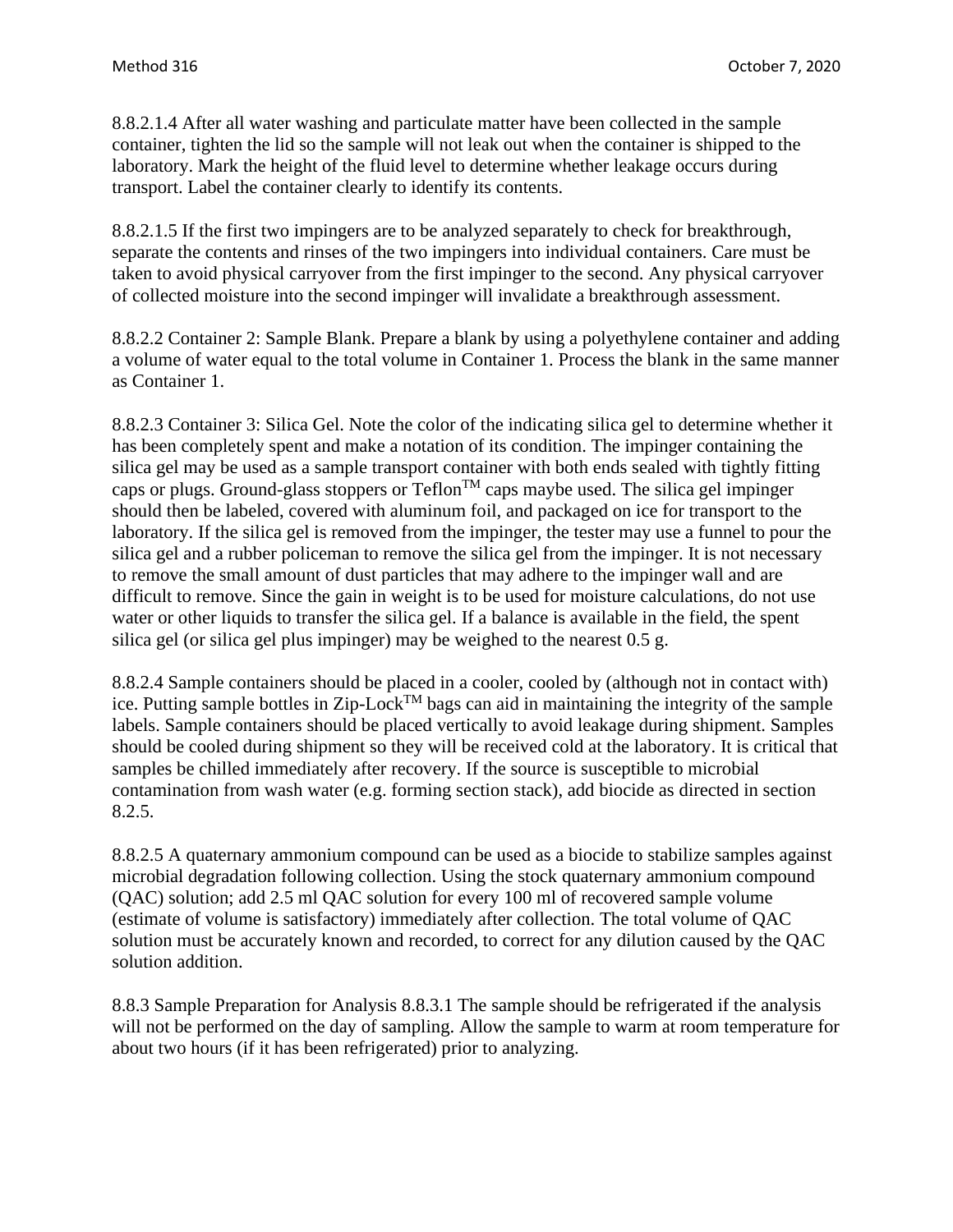8.8.2.1.4 After all water washing and particulate matter have been collected in the sample container, tighten the lid so the sample will not leak out when the container is shipped to the laboratory. Mark the height of the fluid level to determine whether leakage occurs during transport. Label the container clearly to identify its contents.

8.8.2.1.5 If the first two impingers are to be analyzed separately to check for breakthrough, separate the contents and rinses of the two impingers into individual containers. Care must be taken to avoid physical carryover from the first impinger to the second. Any physical carryover of collected moisture into the second impinger will invalidate a breakthrough assessment.

8.8.2.2 Container 2: Sample Blank. Prepare a blank by using a polyethylene container and adding a volume of water equal to the total volume in Container 1. Process the blank in the same manner as Container 1.

8.8.2.3 Container 3: Silica Gel. Note the color of the indicating silica gel to determine whether it has been completely spent and make a notation of its condition. The impinger containing the silica gel may be used as a sample transport container with both ends sealed with tightly fitting caps or plugs. Ground-glass stoppers or Teflon™ caps maybe used. The silica gel impinger should then be labeled, covered with aluminum foil, and packaged on ice for transport to the laboratory. If the silica gel is removed from the impinger, the tester may use a funnel to pour the silica gel and a rubber policeman to remove the silica gel from the impinger. It is not necessary to remove the small amount of dust particles that may adhere to the impinger wall and are difficult to remove. Since the gain in weight is to be used for moisture calculations, do not use water or other liquids to transfer the silica gel. If a balance is available in the field, the spent silica gel (or silica gel plus impinger) may be weighed to the nearest 0.5 g.

8.8.2.4 Sample containers should be placed in a cooler, cooled by (although not in contact with) ice. Putting sample bottles in Zip-Lock™ bags can aid in maintaining the integrity of the sample labels. Sample containers should be placed vertically to avoid leakage during shipment. Samples should be cooled during shipment so they will be received cold at the laboratory. It is critical that samples be chilled immediately after recovery. If the source is susceptible to microbial contamination from wash water (e.g. forming section stack), add biocide as directed in section 8.2.5.

8.8.2.5 A quaternary ammonium compound can be used as a biocide to stabilize samples against microbial degradation following collection. Using the stock quaternary ammonium compound (QAC) solution; add 2.5 ml QAC solution for every 100 ml of recovered sample volume (estimate of volume is satisfactory) immediately after collection. The total volume of QAC solution must be accurately known and recorded, to correct for any dilution caused by the QAC solution addition.

8.8.3 Sample Preparation for Analysis 8.8.3.1 The sample should be refrigerated if the analysis will not be performed on the day of sampling. Allow the sample to warm at room temperature for about two hours (if it has been refrigerated) prior to analyzing.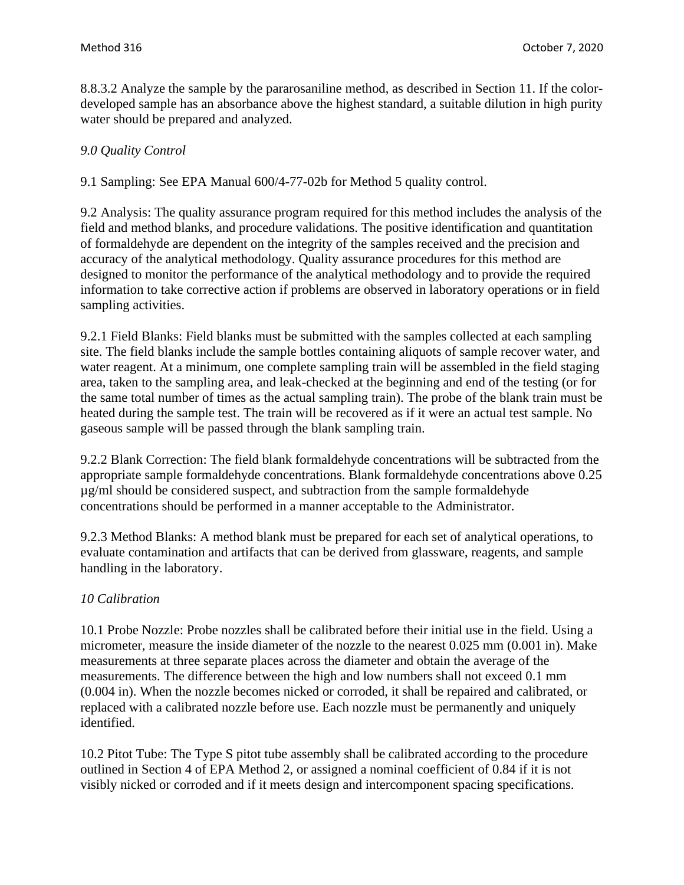8.8.3.2 Analyze the sample by the pararosaniline method, as described in Section 11. If the color-developed sample has an absorbance above the highest standard, a suitable dilution in high purity water should be prepared and analyzed.

## *9.0 Quality Control*

9.1 Sampling: See EPA Manual 600/4-77-02b for Method 5 quality control.

9.2 Analysis: The quality assurance program required for this method includes the analysis of the field and method blanks, and procedure validations. The positive identification and quantitation of formaldehyde are dependent on the integrity of the samples received and the precision and accuracy of the analytical methodology. Quality assurance procedures for this method are designed to monitor the performance of the analytical methodology and to provide the required information to take corrective action if problems are observed in laboratory operations or in field sampling activities.

9.2.1 Field Blanks: Field blanks must be submitted with the samples collected at each sampling site. The field blanks include the sample bottles containing aliquots of sample recover water, and water reagent. At a minimum, one complete sampling train will be assembled in the field staging area, taken to the sampling area, and leak-checked at the beginning and end of the testing (or for the same total number of times as the actual sampling train). The probe of the blank train must be heated during the sample test. The train will be recovered as if it were an actual test sample. No gaseous sample will be passed through the blank sampling train.

9.2.2 Blank Correction: The field blank formaldehyde concentrations will be subtracted from the appropriate sample formaldehyde concentrations. Blank formaldehyde concentrations above 0.25 µg/ml should be considered suspect, and subtraction from the sample formaldehyde concentrations should be performed in a manner acceptable to the Administrator.

9.2.3 Method Blanks: A method blank must be prepared for each set of analytical operations, to evaluate contamination and artifacts that can be derived from glassware, reagents, and sample handling in the laboratory.

## *10 Calibration*

10.1 Probe Nozzle: Probe nozzles shall be calibrated before their initial use in the field. Using a micrometer, measure the inside diameter of the nozzle to the nearest 0.025 mm (0.001 in). Make measurements at three separate places across the diameter and obtain the average of the measurements. The difference between the high and low numbers shall not exceed 0.1 mm (0.004 in). When the nozzle becomes nicked or corroded, it shall be repaired and calibrated, or replaced with a calibrated nozzle before use. Each nozzle must be permanently and uniquely identified.

10.2 Pitot Tube: The Type S pitot tube assembly shall be calibrated according to the procedure outlined in Section 4 of EPA Method 2, or assigned a nominal coefficient of 0.84 if it is not visibly nicked or corroded and if it meets design and intercomponent spacing specifications.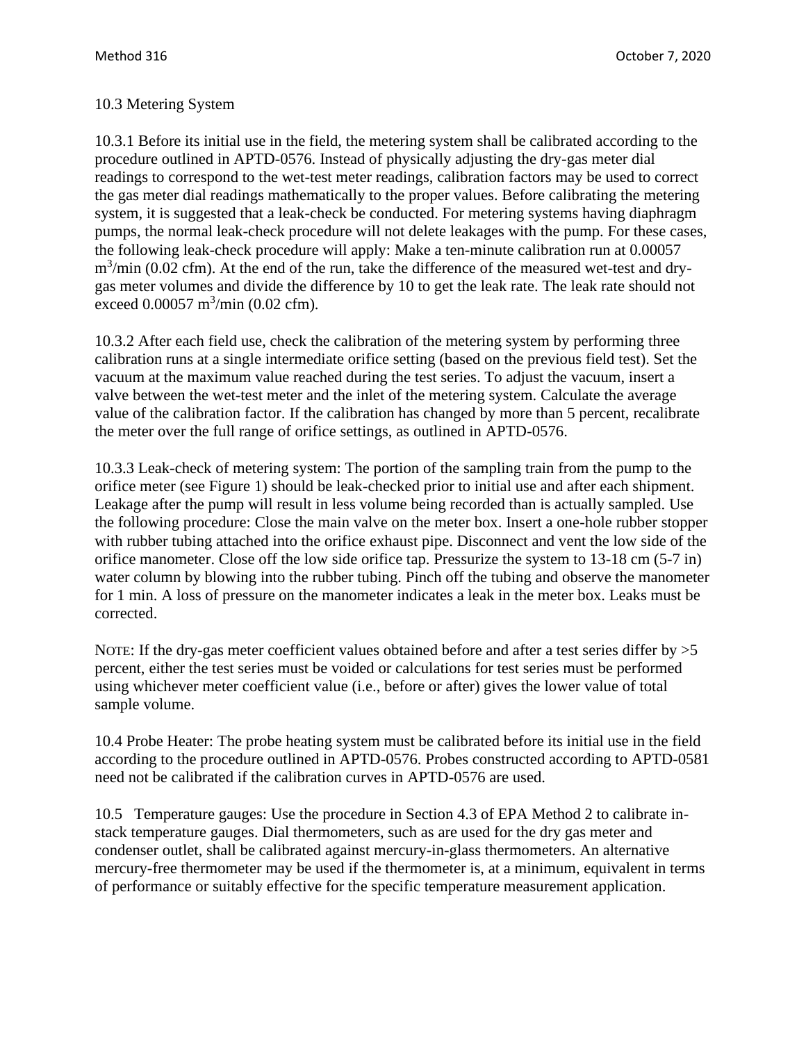10.3 Metering System

10.3.1 Before its initial use in the field, the metering system shall be calibrated according to the procedure outlined in APTD-0576. Instead of physically adjusting the dry-gas meter dial readings to correspond to the wet-test meter readings, calibration factors may be used to correct the gas meter dial readings mathematically to the proper values. Before calibrating the metering system, it is suggested that a leak-check be conducted. For metering systems having diaphragm pumps, the normal leak-check procedure will not delete leakages with the pump. For these cases, the following leak-check procedure will apply: Make a ten-minute calibration run at 0.00057 $m^3$/min (0.02 cfm). At the end of the run, take the difference of the measured wet-test and dry-gas meter volumes and divide the difference by 10 to get the leak rate. The leak rate should not exceed 0.00057 $m^3$/min (0.02 cfm).

10.3.2 After each field use, check the calibration of the metering system by performing three calibration runs at a single intermediate orifice setting (based on the previous field test). Set the vacuum at the maximum value reached during the test series. To adjust the vacuum, insert a valve between the wet-test meter and the inlet of the metering system. Calculate the average value of the calibration factor. If the calibration has changed by more than 5 percent, recalibrate the meter over the full range of orifice settings, as outlined in APTD-0576.

10.3.3 Leak-check of metering system: The portion of the sampling train from the pump to the orifice meter (see Figure 1) should be leak-checked prior to initial use and after each shipment. Leakage after the pump will result in less volume being recorded than is actually sampled. Use the following procedure: Close the main valve on the meter box. Insert a one-hole rubber stopper with rubber tubing attached into the orifice exhaust pipe. Disconnect and vent the low side of the orifice manometer. Close off the low side orifice tap. Pressurize the system to 13-18 cm (5-7 in) water column by blowing into the rubber tubing. Pinch off the tubing and observe the manometer for 1 min. A loss of pressure on the manometer indicates a leak in the meter box. Leaks must be corrected.

NOTE: If the dry-gas meter coefficient values obtained before and after a test series differ by >5 percent, either the test series must be voided or calculations for test series must be performed using whichever meter coefficient value (i.e., before or after) gives the lower value of total sample volume.

10.4 Probe Heater: The probe heating system must be calibrated before its initial use in the field according to the procedure outlined in APTD-0576. Probes constructed according to APTD-0581 need not be calibrated if the calibration curves in APTD-0576 are used.

10.5 Temperature gauges: Use the procedure in Section 4.3 of EPA Method 2 to calibrate in-stack temperature gauges. Dial thermometers, such as are used for the dry gas meter and condenser outlet, shall be calibrated against mercury-in-glass thermometers. An alternative mercury-free thermometer may be used if the thermometer is, at a minimum, equivalent in terms of performance or suitably effective for the specific temperature measurement application.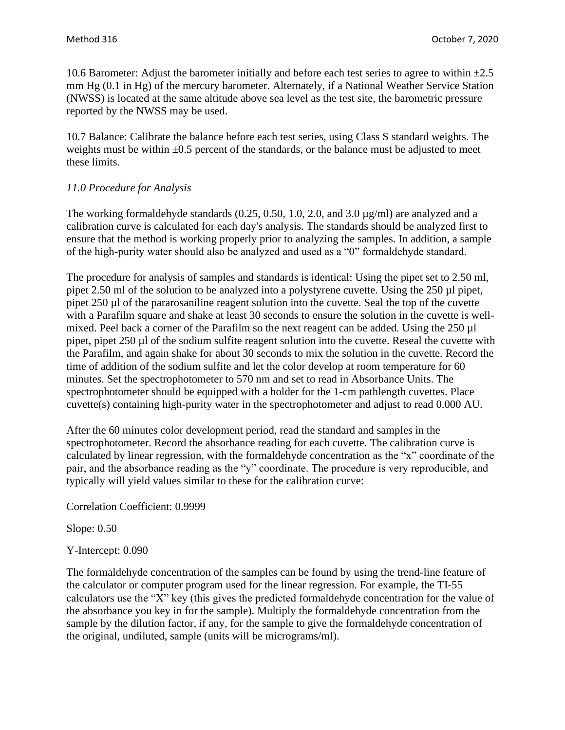10.6 Barometer: Adjust the barometer initially and before each test series to agree to within ±2.5 mm Hg (0.1 in Hg) of the mercury barometer. Alternately, if a National Weather Service Station (NWSS) is located at the same altitude above sea level as the test site, the barometric pressure reported by the NWSS may be used.

10.7 Balance: Calibrate the balance before each test series, using Class S standard weights. The weights must be within ±0.5 percent of the standards, or the balance must be adjusted to meet these limits.

*11.0 Procedure for Analysis*

The working formaldehyde standards (0.25, 0.50, 1.0, 2.0, and 3.0 µg/ml) are analyzed and a calibration curve is calculated for each day's analysis. The standards should be analyzed first to ensure that the method is working properly prior to analyzing the samples. In addition, a sample of the high-purity water should also be analyzed and used as a "0" formaldehyde standard.

The procedure for analysis of samples and standards is identical: Using the pipet set to 2.50 ml, pipet 2.50 ml of the solution to be analyzed into a polystyrene cuvette. Using the 250 µl pipet, pipet 250 µl of the pararosaniline reagent solution into the cuvette. Seal the top of the cuvette with a Parafilm square and shake at least 30 seconds to ensure the solution in the cuvette is well-mixed. Peel back a corner of the Parafilm so the next reagent can be added. Using the 250 µl pipet, pipet 250 µl of the sodium sulfite reagent solution into the cuvette. Reseal the cuvette with the Parafilm, and again shake for about 30 seconds to mix the solution in the cuvette. Record the time of addition of the sodium sulfite and let the color develop at room temperature for 60 minutes. Set the spectrophotometer to 570 nm and set to read in Absorbance Units. The spectrophotometer should be equipped with a holder for the 1-cm pathlength cuvettes. Place cuvette(s) containing high-purity water in the spectrophotometer and adjust to read 0.000 AU.

After the 60 minutes color development period, read the standard and samples in the spectrophotometer. Record the absorbance reading for each cuvette. The calibration curve is calculated by linear regression, with the formaldehyde concentration as the "x" coordinate of the pair, and the absorbance reading as the "y" coordinate. The procedure is very reproducible, and typically will yield values similar to these for the calibration curve:

Correlation Coefficient: 0.9999

Slope: 0.50

Y-Intercept: 0.090

The formaldehyde concentration of the samples can be found by using the trend-line feature of the calculator or computer program used for the linear regression. For example, the TI-55 calculators use the "X" key (this gives the predicted formaldehyde concentration for the value of the absorbance you key in for the sample). Multiply the formaldehyde concentration from the sample by the dilution factor, if any, for the sample to give the formaldehyde concentration of the original, undiluted, sample (units will be micrograms/ml).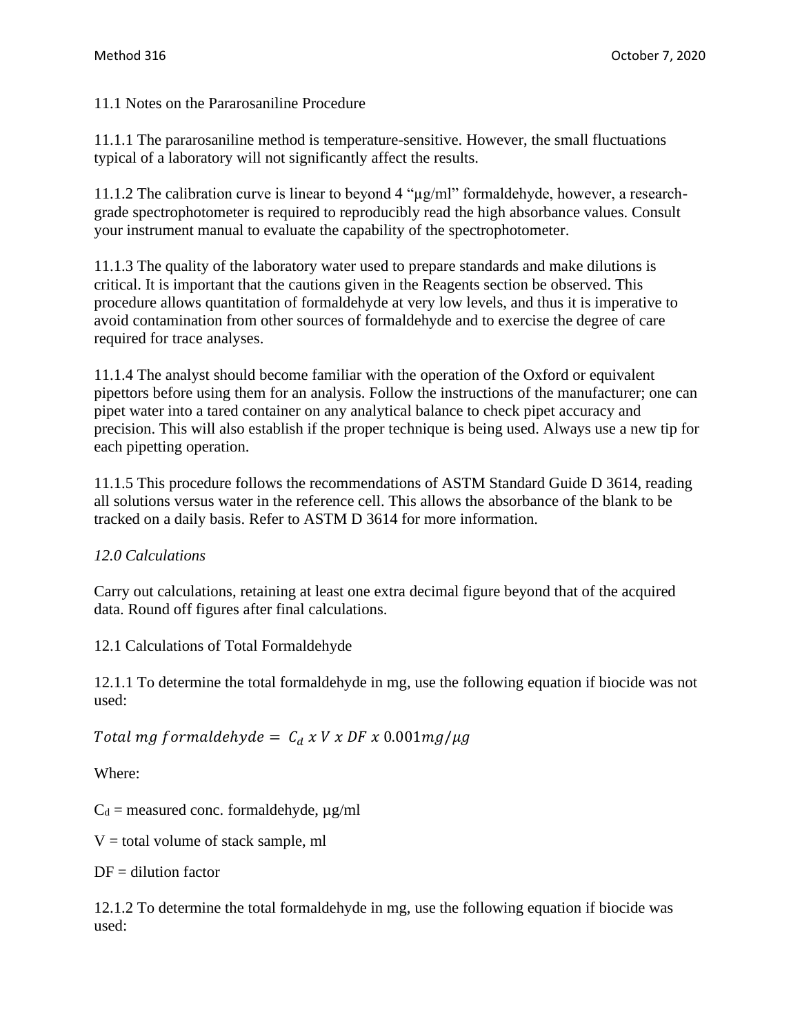11.1 Notes on the Pararosaniline Procedure

11.1.1 The pararosaniline method is temperature-sensitive. However, the small fluctuations typical of a laboratory will not significantly affect the results.

11.1.2 The calibration curve is linear to beyond 4 "µg/ml" formaldehyde, however, a research-grade spectrophotometer is required to reproducibly read the high absorbance values. Consult your instrument manual to evaluate the capability of the spectrophotometer.

11.1.3 The quality of the laboratory water used to prepare standards and make dilutions is critical. It is important that the cautions given in the Reagents section be observed. This procedure allows quantitation of formaldehyde at very low levels, and thus it is imperative to avoid contamination from other sources of formaldehyde and to exercise the degree of care required for trace analyses.

11.1.4 The analyst should become familiar with the operation of the Oxford or equivalent pipettors before using them for an analysis. Follow the instructions of the manufacturer; one can pipet water into a tared container on any analytical balance to check pipet accuracy and precision. This will also establish if the proper technique is being used. Always use a new tip for each pipetting operation.

11.1.5 This procedure follows the recommendations of ASTM Standard Guide D 3614, reading all solutions versus water in the reference cell. This allows the absorbance of the blank to be tracked on a daily basis. Refer to ASTM D 3614 for more information.

*12.0 Calculations*

Carry out calculations, retaining at least one extra decimal figure beyond that of the acquired data. Round off figures after final calculations.

12.1 Calculations of Total Formaldehyde

12.1.1 To determine the total formaldehyde in mg, use the following equation if biocide was not used:

$$Total\ mg\ formaldehyde = C_d\ x\ V\ x\ DF\ x\ 0.001 mg/\mu g$$

Where:

$C_d$ = measured conc. formaldehyde, µg/ml

$V$ = total volume of stack sample, ml

$DF$ = dilution factor

12.1.2 To determine the total formaldehyde in mg, use the following equation if biocide was used: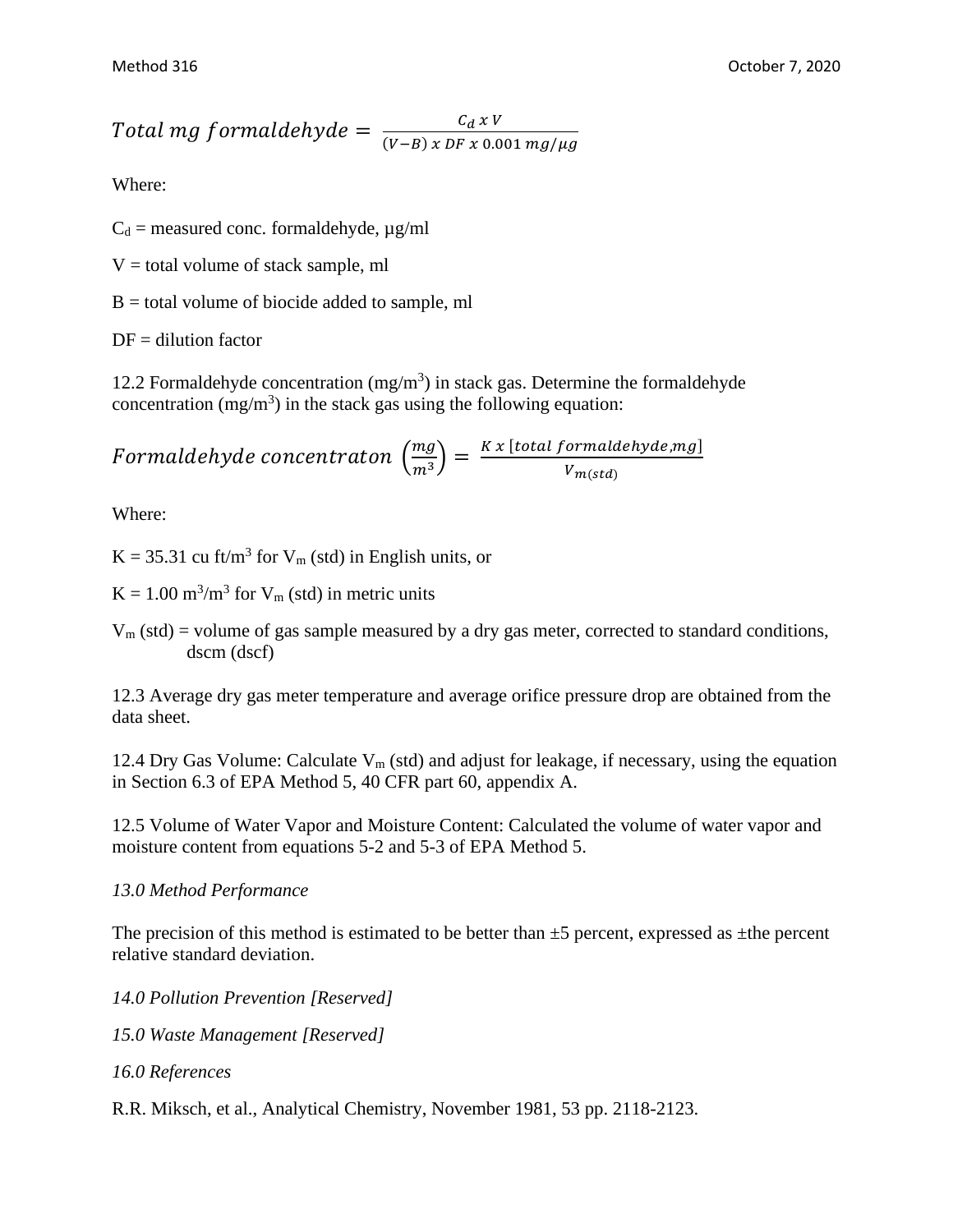$$Total\ mg\ formaldehyde = \frac{C_d\ x\ V}{(V-B)\ x\ DF\ x\ 0.001\ mg/\mu g}$$

Where:

$C_d$ = measured conc. formaldehyde, μg/ml

V = total volume of stack sample, ml

B = total volume of biocide added to sample, ml

DF = dilution factor

12.2 Formaldehyde concentration (mg/m$^3$) in stack gas. Determine the formaldehyde concentration (mg/m$^3$) in the stack gas using the following equation:

$$Formaldehyde\ concentraton\ \left(\frac{mg}{m^3}\right) = \frac{K\ x\ [total\ formaldehyde, mg]}{V_{m(std)}}$$

Where:

K = 35.31 cu ft/m$^3$ for $V_m$ (std) in English units, or

K = 1.00 m$^3$/m$^3$ for $V_m$ (std) in metric units

$V_m$ (std) = volume of gas sample measured by a dry gas meter, corrected to standard conditions, dscm (dscf)

12.3 Average dry gas meter temperature and average orifice pressure drop are obtained from the data sheet.

12.4 Dry Gas Volume: Calculate $V_m$ (std) and adjust for leakage, if necessary, using the equation in Section 6.3 of EPA Method 5, 40 CFR part 60, appendix A.

12.5 Volume of Water Vapor and Moisture Content: Calculated the volume of water vapor and moisture content from equations 5-2 and 5-3 of EPA Method 5.

*13.0 Method Performance*

The precision of this method is estimated to be better than ±5 percent, expressed as ±the percent relative standard deviation.

*14.0 Pollution Prevention [Reserved]*

*15.0 Waste Management [Reserved]*

*16.0 References*

R.R. Miksch, et al., Analytical Chemistry, November 1981, 53 pp. 2118-2123.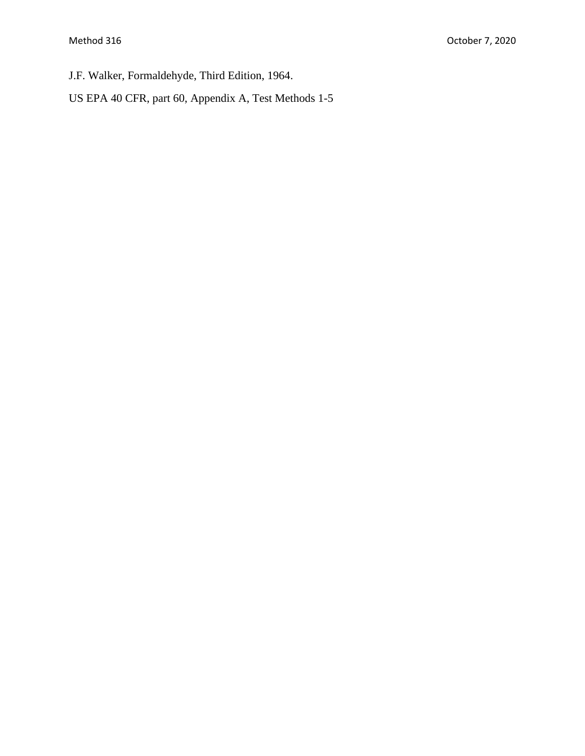J.F. Walker, Formaldehyde, Third Edition, 1964.

US EPA 40 CFR, part 60, Appendix A, Test Methods 1-5